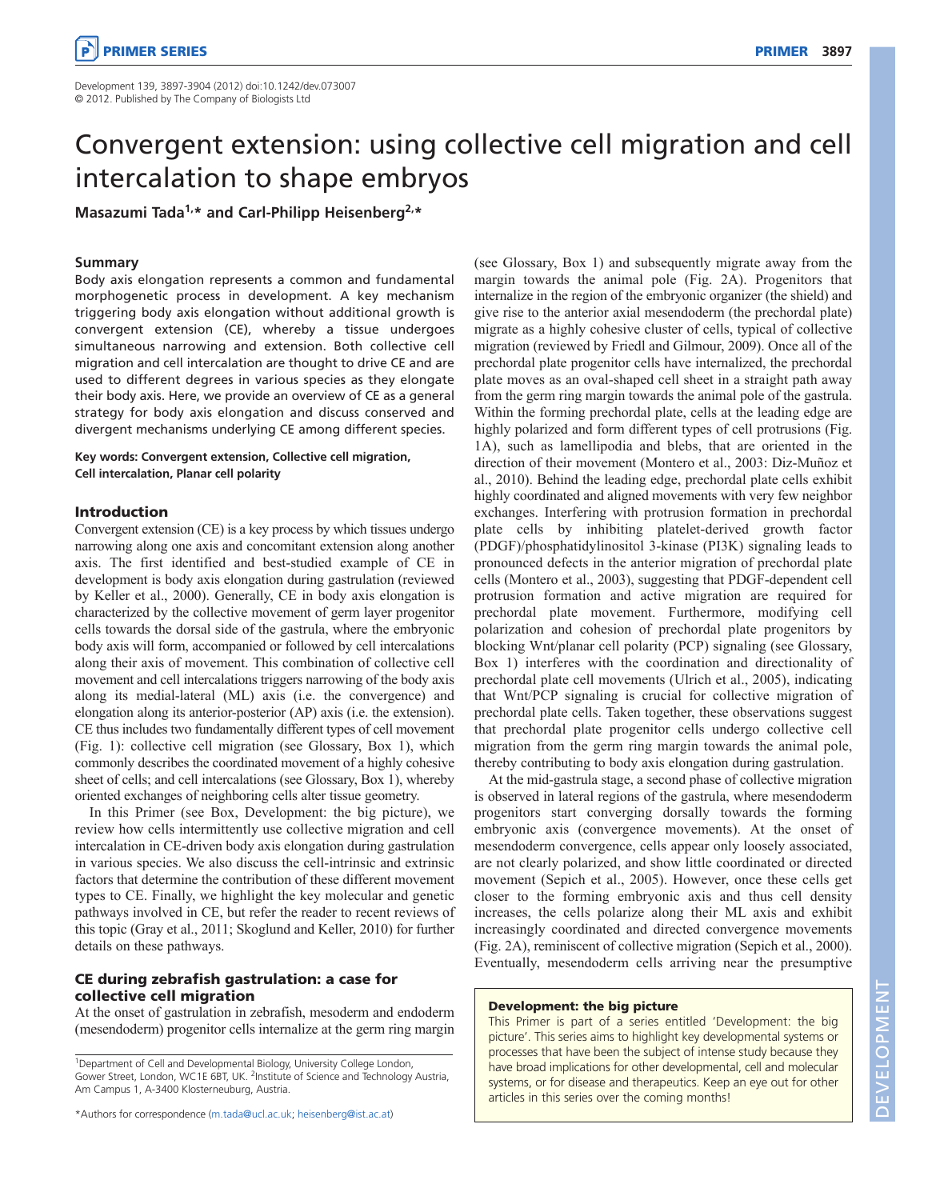# Convergent extension: using collective cell migration and cell intercalation to shape embryos

**Masazumi Tada[1,*] and Carl-Philipp Heisenberg[2,*]**

## Summary

Body axis elongation represents a common and fundamental morphogenetic process in development. A key mechanism triggering body axis elongation without additional growth is convergent extension (CE), whereby a tissue undergoes simultaneous narrowing and extension. Both collective cell migration and cell intercalation are thought to drive CE and are used to different degrees in various species as they elongate their body axis. Here, we provide an overview of CE as a general strategy for body axis elongation and discuss conserved and divergent mechanisms underlying CE among different species.

**Key words: Convergent extension, Collective cell migration, Cell intercalation, Planar cell polarity**

## Introduction

Convergent extension (CE) is a key process by which tissues undergo narrowing along one axis and concomitant extension along another axis. The first identified and best-studied example of CE in development is body axis elongation during gastrulation (reviewed by Keller et al., 2000). Generally, CE in body axis elongation is characterized by the collective movement of germ layer progenitor cells towards the dorsal side of the gastrula, where the embryonic body axis will form, accompanied or followed by cell intercalations along their axis of movement. This combination of collective cell movement and cell intercalations triggers narrowing of the body axis along its medial-lateral (ML) axis (i.e. the convergence) and elongation along its anterior-posterior (AP) axis (i.e. the extension). CE thus includes two fundamentally different types of cell movement (Fig. 1): collective cell migration (see Glossary, Box 1), which commonly describes the coordinated movement of a highly cohesive sheet of cells; and cell intercalations (see Glossary, Box 1), whereby oriented exchanges of neighboring cells alter tissue geometry.

In this Primer (see Box, Development: the big picture), we review how cells intermittently use collective migration and cell intercalation in CE-driven body axis elongation during gastrulation in various species. We also discuss the cell-intrinsic and extrinsic factors that determine the contribution of these different movement types to CE. Finally, we highlight the key molecular and genetic pathways involved in CE, but refer the reader to recent reviews of this topic (Gray et al., 2011; Skoglund and Keller, 2010) for further details on these pathways.

### CE during zebrafish gastrulation: a case for collective cell migration

At the onset of gastrulation in zebrafish, mesoderm and endoderm (mesendoderm) progenitor cells internalize at the germ ring margin (see Glossary, Box 1) and subsequently migrate away from the margin towards the animal pole (Fig. 2A). Progenitors that internalize in the region of the embryonic organizer (the shield) and give rise to the anterior axial mesendoderm (the prechordal plate) migrate as a highly cohesive cluster of cells, typical of collective migration (reviewed by Friedl and Gilmour, 2009). Once all of the prechordal plate progenitor cells have internalized, the prechordal plate moves as an oval-shaped cell sheet in a straight path away from the germ ring margin towards the animal pole of the gastrula. Within the forming prechordal plate, cells at the leading edge are highly polarized and form different types of cell protrusions (Fig. 1A), such as lamellipodia and blebs, that are oriented in the direction of their movement (Montero et al., 2003: Diz-Muñoz et al., 2010). Behind the leading edge, prechordal plate cells exhibit highly coordinated and aligned movements with very few neighbor exchanges. Interfering with protrusion formation in prechordal plate cells by inhibiting platelet-derived growth factor (PDGF)/phosphatidylinositol 3-kinase (PI3K) signaling leads to pronounced defects in the anterior migration of prechordal plate cells (Montero et al., 2003), suggesting that PDGF-dependent cell protrusion formation and active migration are required for prechordal plate movement. Furthermore, modifying cell polarization and cohesion of prechordal plate progenitors by blocking Wnt/planar cell polarity (PCP) signaling (see Glossary, Box 1) interferes with the coordination and directionality of prechordal plate cell movements (Ulrich et al., 2005), indicating that Wnt/PCP signaling is crucial for collective migration of prechordal plate cells. Taken together, these observations suggest that prechordal plate progenitor cells undergo collective cell migration from the germ ring margin towards the animal pole, thereby contributing to body axis elongation during gastrulation.

At the mid-gastrula stage, a second phase of collective migration is observed in lateral regions of the gastrula, where mesendoderm progenitors start converging dorsally towards the forming embryonic axis (convergence movements). At the onset of mesendoderm convergence, cells appear only loosely associated, are not clearly polarized, and show little coordinated or directed movement (Sepich et al., 2005). However, once these cells get closer to the forming embryonic axis and thus cell density increases, the cells polarize along their ML axis and exhibit increasingly coordinated and directed convergence movements (Fig. 2A), reminiscent of collective migration (Sepich et al., 2000). Eventually, mesendoderm cells arriving near the presumptive

**Development: the big picture**

This Primer is part of a series entitled 'Development: the big picture'. This series aims to highlight key developmental systems or processes that have been the subject of intense study because they have broad implications for other developmental, cell and molecular systems, or for disease and therapeutics. Keep an eye out for other articles in this series over the coming months!

[1]Department of Cell and Developmental Biology, University College London, Gower Street, London, WC1E 6BT, UK. [2]Institute of Science and Technology Austria, Am Campus 1, A-3400 Klosterneuburg, Austria.

*Authors for correspondence (m.tada@ucl.ac.uk; heisenberg@ist.ac.at)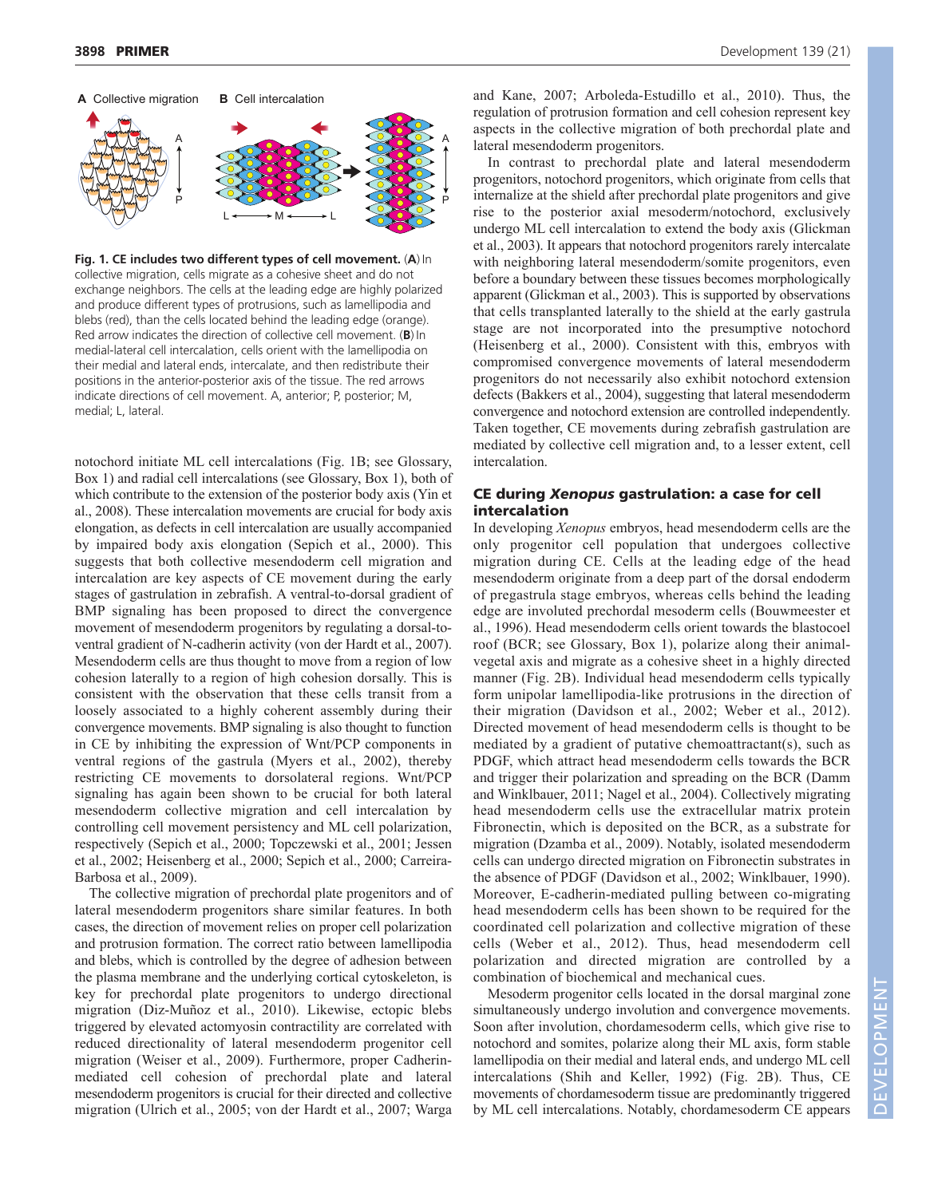**Fig. 1. CE includes two different types of cell movement.** (**A**) In collective migration, cells migrate as a cohesive sheet and do not exchange neighbors. The cells at the leading edge are highly polarized and produce different types of protrusions, such as lamellipodia and blebs (red), than the cells located behind the leading edge (orange). Red arrow indicates the direction of collective cell movement. (**B**) In medial-lateral cell intercalation, cells orient with the lamellipodia on their medial and lateral ends, intercalate, and then redistribute their positions in the anterior-posterior axis of the tissue. The red arrows indicate directions of cell movement. A, anterior; P, posterior; M, medial; L, lateral.

notochord initiate ML cell intercalations (Fig. 1B; see Glossary, Box 1) and radial cell intercalations (see Glossary, Box 1), both of which contribute to the extension of the posterior body axis (Yin et al., 2008). These intercalation movements are crucial for body axis elongation, as defects in cell intercalation are usually accompanied by impaired body axis elongation (Sepich et al., 2000). This suggests that both collective mesendoderm cell migration and intercalation are key aspects of CE movement during the early stages of gastrulation in zebrafish. A ventral-to-dorsal gradient of BMP signaling has been proposed to direct the convergence movement of mesendoderm progenitors by regulating a dorsal-to-ventral gradient of N-cadherin activity (von der Hardt et al., 2007). Mesendoderm cells are thus thought to move from a region of low cohesion laterally to a region of high cohesion dorsally. This is consistent with the observation that these cells transit from a loosely associated to a highly coherent assembly during their convergence movements. BMP signaling is also thought to function in CE by inhibiting the expression of Wnt/PCP components in ventral regions of the gastrula (Myers et al., 2002), thereby restricting CE movements to dorsolateral regions. Wnt/PCP signaling has again been shown to be crucial for both lateral mesendoderm collective migration and cell intercalation by controlling cell movement persistency and ML cell polarization, respectively (Sepich et al., 2000; Topczewski et al., 2001; Jessen et al., 2002; Heisenberg et al., 2000; Sepich et al., 2000; Carreira-Barbosa et al., 2009).

The collective migration of prechordal plate progenitors and of lateral mesendoderm progenitors share similar features. In both cases, the direction of movement relies on proper cell polarization and protrusion formation. The correct ratio between lamellipodia and blebs, which is controlled by the degree of adhesion between the plasma membrane and the underlying cortical cytoskeleton, is key for prechordal plate progenitors to undergo directional migration (Diz-Muñoz et al., 2010). Likewise, ectopic blebs triggered by elevated actomyosin contractility are correlated with reduced directionality of lateral mesendoderm progenitor cell migration (Weiser et al., 2009). Furthermore, proper Cadherin-mediated cell cohesion of prechordal plate and lateral mesendoderm progenitors is crucial for their directed and collective migration (Ulrich et al., 2005; von der Hardt et al., 2007; Warga and Kane, 2007; Arboleda-Estudillo et al., 2010). Thus, the regulation of protrusion formation and cell cohesion represent key aspects in the collective migration of both prechordal plate and lateral mesendoderm progenitors.

In contrast to prechordal plate and lateral mesendoderm progenitors, notochord progenitors, which originate from cells that internalize at the shield after prechordal plate progenitors and give rise to the posterior axial mesoderm/notochord, exclusively undergo ML cell intercalation to extend the body axis (Glickman et al., 2003). It appears that notochord progenitors rarely intercalate with neighboring lateral mesendoderm/somite progenitors, even before a boundary between these tissues becomes morphologically apparent (Glickman et al., 2003). This is supported by observations that cells transplanted laterally to the shield at the early gastrula stage are not incorporated into the presumptive notochord (Heisenberg et al., 2000). Consistent with this, embryos with compromised convergence movements of lateral mesendoderm progenitors do not necessarily also exhibit notochord extension defects (Bakkers et al., 2004), suggesting that lateral mesendoderm convergence and notochord extension are controlled independently. Taken together, CE movements during zebrafish gastrulation are mediated by collective cell migration and, to a lesser extent, cell intercalation.

## CE during *Xenopus* gastrulation: a case for cell intercalation

In developing *Xenopus* embryos, head mesendoderm cells are the only progenitor cell population that undergoes collective migration during CE. Cells at the leading edge of the head mesendoderm originate from a deep part of the dorsal endoderm of pregastrula stage embryos, whereas cells behind the leading edge are involuted prechordal mesoderm cells (Bouwmeester et al., 1996). Head mesendoderm cells orient towards the blastocoel roof (BCR; see Glossary, Box 1), polarize along their animal-vegetal axis and migrate as a cohesive sheet in a highly directed manner (Fig. 2B). Individual head mesendoderm cells typically form unipolar lamellipodia-like protrusions in the direction of their migration (Davidson et al., 2002; Weber et al., 2012). Directed movement of head mesendoderm cells is thought to be mediated by a gradient of putative chemoattractant(s), such as PDGF, which attract head mesendoderm cells towards the BCR and trigger their polarization and spreading on the BCR (Damm and Winklbauer, 2011; Nagel et al., 2004). Collectively migrating head mesendoderm cells use the extracellular matrix protein Fibronectin, which is deposited on the BCR, as a substrate for migration (Dzamba et al., 2009). Notably, isolated mesendoderm cells can undergo directed migration on Fibronectin substrates in the absence of PDGF (Davidson et al., 2002; Winklbauer, 1990). Moreover, E-cadherin-mediated pulling between co-migrating head mesendoderm cells has been shown to be required for the coordinated cell polarization and collective migration of these cells (Weber et al., 2012). Thus, head mesendoderm cell polarization and directed migration are controlled by a combination of biochemical and mechanical cues.

Mesoderm progenitor cells located in the dorsal marginal zone simultaneously undergo involution and convergence movements. Soon after involution, chordamesoderm cells, which give rise to notochord and somites, polarize along their ML axis, form stable lamellipodia on their medial and lateral ends, and undergo ML cell intercalations (Shih and Keller, 1992) (Fig. 2B). Thus, CE movements of chordamesoderm tissue are predominantly triggered by ML cell intercalations. Notably, chordamesoderm CE appears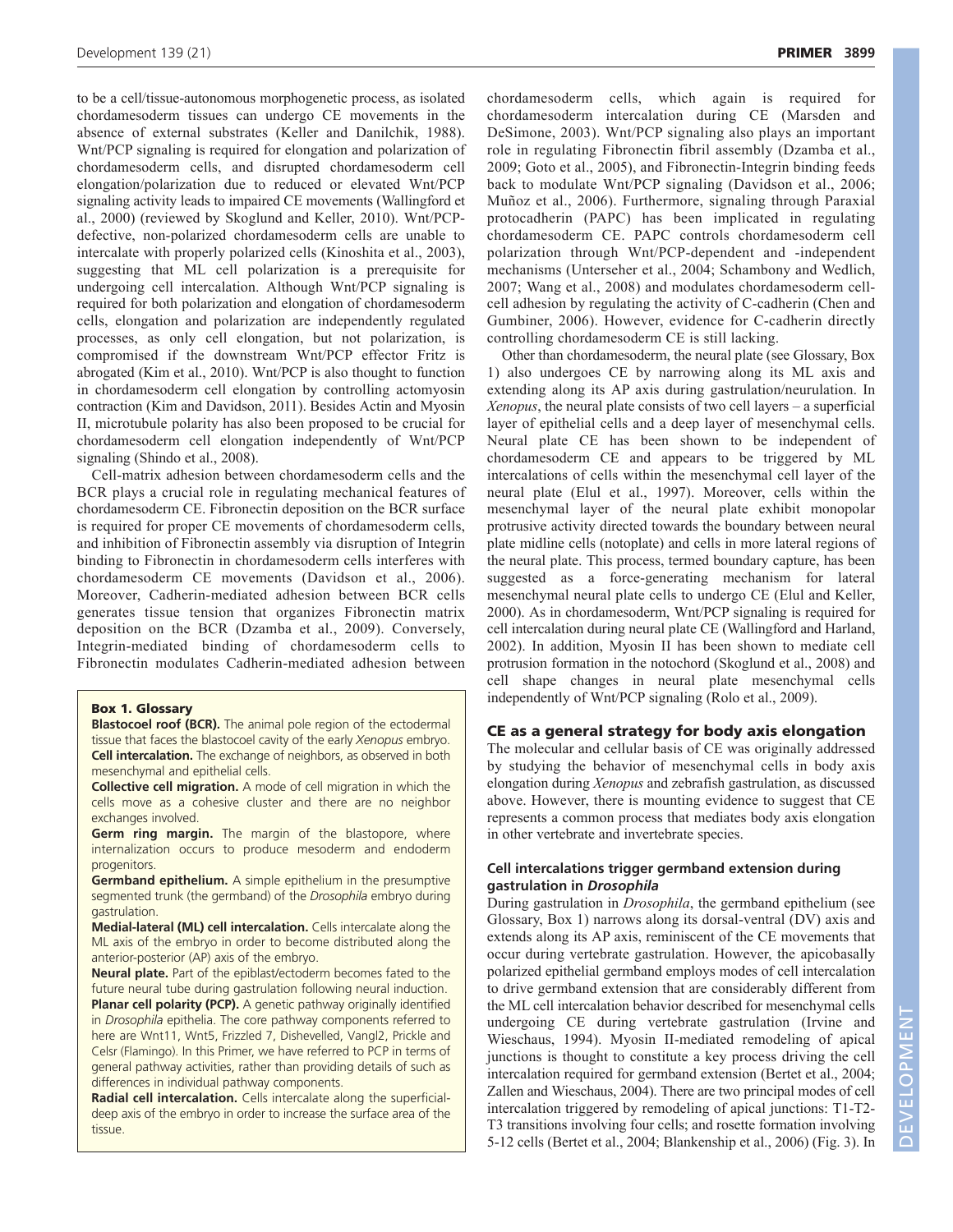to be a cell/tissue-autonomous morphogenetic process, as isolated chordamesoderm tissues can undergo CE movements in the absence of external substrates (Keller and Danilchik, 1988). Wnt/PCP signaling is required for elongation and polarization of chordamesoderm cells, and disrupted chordamesoderm cell elongation/polarization due to reduced or elevated Wnt/PCP signaling activity leads to impaired CE movements (Wallingford et al., 2000) (reviewed by Skoglund and Keller, 2010). Wnt/PCP-defective, non-polarized chordamesoderm cells are unable to intercalate with properly polarized cells (Kinoshita et al., 2003), suggesting that ML cell polarization is a prerequisite for undergoing cell intercalation. Although Wnt/PCP signaling is required for both polarization and elongation of chordamesoderm cells, elongation and polarization are independently regulated processes, as only cell elongation, but not polarization, is compromised if the downstream Wnt/PCP effector Fritz is abrogated (Kim et al., 2010). Wnt/PCP is also thought to function in chordamesoderm cell elongation by controlling actomyosin contraction (Kim and Davidson, 2011). Besides Actin and Myosin II, microtubule polarity has also been proposed to be crucial for chordamesoderm cell elongation independently of Wnt/PCP signaling (Shindo et al., 2008).

Cell-matrix adhesion between chordamesoderm cells and the BCR plays a crucial role in regulating mechanical features of chordamesoderm CE. Fibronectin deposition on the BCR surface is required for proper CE movements of chordamesoderm cells, and inhibition of Fibronectin assembly via disruption of Integrin binding to Fibronectin in chordamesoderm cells interferes with chordamesoderm CE movements (Davidson et al., 2006). Moreover, Cadherin-mediated adhesion between BCR cells generates tissue tension that organizes Fibronectin matrix deposition on the BCR (Dzamba et al., 2009). Conversely, Integrin-mediated binding of chordamesoderm cells to Fibronectin modulates Cadherin-mediated adhesion between chordamesoderm cells, which again is required for chordamesoderm intercalation during CE (Marsden and DeSimone, 2003). Wnt/PCP signaling also plays an important role in regulating Fibronectin fibril assembly (Dzamba et al., 2009; Goto et al., 2005), and Fibronectin-Integrin binding feeds back to modulate Wnt/PCP signaling (Davidson et al., 2006; Muñoz et al., 2006). Furthermore, signaling through Paraxial protocadherin (PAPC) has been implicated in regulating chordamesoderm CE. PAPC controls chordamesoderm cell polarization through Wnt/PCP-dependent and -independent mechanisms (Unterseher et al., 2004; Schambony and Wedlich, 2007; Wang et al., 2008) and modulates chordamesoderm cell-cell adhesion by regulating the activity of C-cadherin (Chen and Gumbiner, 2006). However, evidence for C-cadherin directly controlling chordamesoderm CE is still lacking.

Other than chordamesoderm, the neural plate (see Glossary, Box 1) also undergoes CE by narrowing along its ML axis and extending along its AP axis during gastrulation/neurulation. In *Xenopus*, the neural plate consists of two cell layers – a superficial layer of epithelial cells and a deep layer of mesenchymal cells. Neural plate CE has been shown to be independent of chordamesoderm CE and appears to be triggered by ML intercalations of cells within the mesenchymal cell layer of the neural plate (Elul et al., 1997). Moreover, cells within the mesenchymal layer of the neural plate exhibit monopolar protrusive activity directed towards the boundary between neural plate midline cells (notoplate) and cells in more lateral regions of the neural plate. This process, termed boundary capture, has been suggested as a force-generating mechanism for lateral mesenchymal neural plate cells to undergo CE (Elul and Keller, 2000). As in chordamesoderm, Wnt/PCP signaling is required for cell intercalation during neural plate CE (Wallingford and Harland, 2002). In addition, Myosin II has been shown to mediate cell protrusion formation in the notochord (Skoglund et al., 2008) and cell shape changes in neural plate mesenchymal cells independently of Wnt/PCP signaling (Rolo et al., 2009).

**Box 1. Glossary**

**Blastocoel roof (BCR).** The animal pole region of the ectodermal tissue that faces the blastocoel cavity of the early *Xenopus* embryo.
**Cell intercalation.** The exchange of neighbors, as observed in both mesenchymal and epithelial cells.
**Collective cell migration.** A mode of cell migration in which the cells move as a cohesive cluster and there are no neighbor exchanges involved.
**Germ ring margin.** The margin of the blastopore, where internalization occurs to produce mesoderm and endoderm progenitors.
**Germband epithelium.** A simple epithelium in the presumptive segmented trunk (the germband) of the *Drosophila* embryo during gastrulation.
**Medial-lateral (ML) cell intercalation.** Cells intercalate along the ML axis of the embryo in order to become distributed along the anterior-posterior (AP) axis of the embryo.
**Neural plate.** Part of the epiblast/ectoderm becomes fated to the future neural tube during gastrulation following neural induction.
**Planar cell polarity (PCP).** A genetic pathway originally identified in *Drosophila* epithelia. The core pathway components referred to here are Wnt11, Wnt5, Frizzled 7, Dishevelled, Vangl2, Prickle and Celsr (Flamingo). In this Primer, we have referred to PCP in terms of general pathway activities, rather than providing details of such as differences in individual pathway components.
**Radial cell intercalation.** Cells intercalate along the superficial-deep axis of the embryo in order to increase the surface area of the tissue.

## CE as a general strategy for body axis elongation

The molecular and cellular basis of CE was originally addressed by studying the behavior of mesenchymal cells in body axis elongation during *Xenopus* and zebrafish gastrulation, as discussed above. However, there is mounting evidence to suggest that CE represents a common process that mediates body axis elongation in other vertebrate and invertebrate species.

### Cell intercalations trigger germband extension during gastrulation in *Drosophila*

During gastrulation in *Drosophila*, the germband epithelium (see Glossary, Box 1) narrows along its dorsal-ventral (DV) axis and extends along its AP axis, reminiscent of the CE movements that occur during vertebrate gastrulation. However, the apicobasally polarized epithelial germband employs modes of cell intercalation to drive germband extension that are considerably different from the ML cell intercalation behavior described for mesenchymal cells undergoing CE during vertebrate gastrulation (Irvine and Wieschaus, 1994). Myosin II-mediated remodeling of apical junctions is thought to constitute a key process driving the cell intercalation required for germband extension (Bertet et al., 2004; Zallen and Wieschaus, 2004). There are two principal modes of cell intercalation triggered by remodeling of apical junctions: T1-T2-T3 transitions involving four cells; and rosette formation involving 5-12 cells (Bertet et al., 2004; Blankenship et al., 2006) (Fig. 3). In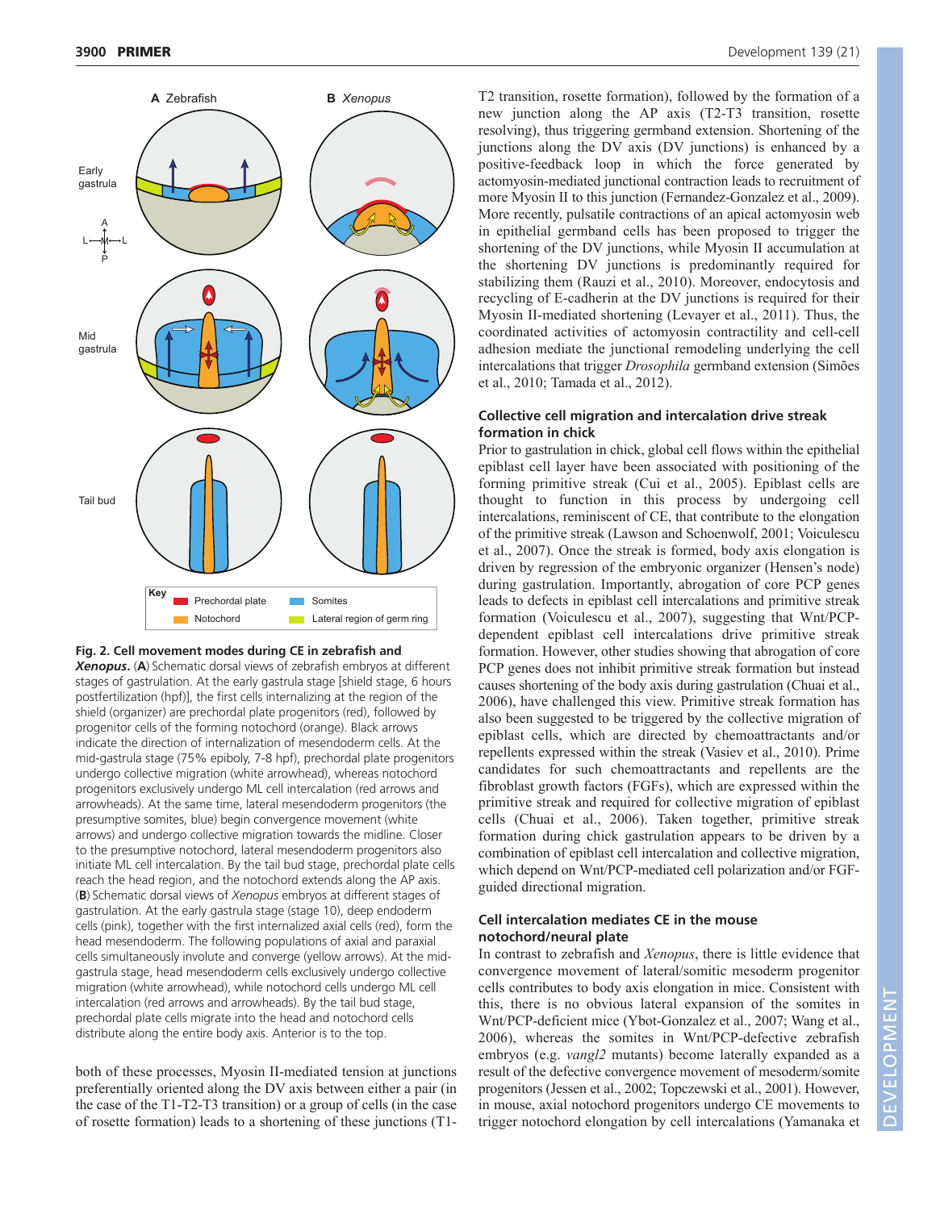**Fig. 2. Cell movement modes during CE in zebrafish and *Xenopus*.** (**A**) Schematic dorsal views of zebrafish embryos at different stages of gastrulation. At the early gastrula stage [shield stage, 6 hours postfertilization (hpf)], the first cells internalizing at the region of the shield (organizer) are prechordal plate progenitors (red), followed by progenitor cells of the forming notochord (orange). Black arrows indicate the direction of internalization of mesendoderm cells. At the mid-gastrula stage (75% epiboly, 7-8 hpf), prechordal plate progenitors undergo collective migration (white arrowhead), whereas notochord progenitors exclusively undergo ML cell intercalation (red arrows and arrowheads). At the same time, lateral mesendoderm progenitors (the presumptive somites, blue) begin convergence movement (white arrows) and undergo collective migration towards the midline. Closer to the presumptive notochord, lateral mesendoderm progenitors also initiate ML cell intercalation. By the tail bud stage, prechordal plate cells reach the head region, and the notochord extends along the AP axis. (**B**) Schematic dorsal views of *Xenopus* embryos at different stages of gastrulation. At the early gastrula stage (stage 10), deep endoderm cells (pink), together with the first internalized axial cells (red), form the head mesendoderm. The following populations of axial and paraxial cells simultaneously involute and converge (yellow arrows). At the mid-gastrula stage, head mesendoderm cells exclusively undergo collective migration (white arrowhead), while notochord cells undergo ML cell intercalation (red arrows and arrowheads). By the tail bud stage, prechordal plate cells migrate into the head and notochord cells distribute along the entire body axis. Anterior is to the top.

both of these processes, Myosin II-mediated tension at junctions preferentially oriented along the DV axis between either a pair (in the case of the T1-T2-T3 transition) or a group of cells (in the case of rosette formation) leads to a shortening of these junctions (T1-T2 transition, rosette formation), followed by the formation of a new junction along the AP axis (T2-T3 transition, rosette resolving), thus triggering germband extension. Shortening of the junctions along the DV axis (DV junctions) is enhanced by a positive-feedback loop in which the force generated by actomyosin-mediated junctional contraction leads to recruitment of more Myosin II to this junction (Fernandez-Gonzalez et al., 2009). More recently, pulsatile contractions of an apical actomyosin web in epithelial germband cells has been proposed to trigger the shortening of the DV junctions, while Myosin II accumulation at the shortening DV junctions is predominantly required for stabilizing them (Rauzi et al., 2010). Moreover, endocytosis and recycling of E-cadherin at the DV junctions is required for their Myosin II-mediated shortening (Levayer et al., 2011). Thus, the coordinated activities of actomyosin contractility and cell-cell adhesion mediate the junctional remodeling underlying the cell intercalations that trigger *Drosophila* germband extension (Simões et al., 2010; Tamada et al., 2012).

### Collective cell migration and intercalation drive streak formation in chick

Prior to gastrulation in chick, global cell flows within the epithelial epiblast cell layer have been associated with positioning of the forming primitive streak (Cui et al., 2005). Epiblast cells are thought to function in this process by undergoing cell intercalations, reminiscent of CE, that contribute to the elongation of the primitive streak (Lawson and Schoenwolf, 2001; Voiculescu et al., 2007). Once the streak is formed, body axis elongation is driven by regression of the embryonic organizer (Hensen's node) during gastrulation. Importantly, abrogation of core PCP genes leads to defects in epiblast cell intercalations and primitive streak formation (Voiculescu et al., 2007), suggesting that Wnt/PCP-dependent epiblast cell intercalations drive primitive streak formation. However, other studies showing that abrogation of core PCP genes does not inhibit primitive streak formation but instead causes shortening of the body axis during gastrulation (Chuai et al., 2006), have challenged this view. Primitive streak formation has also been suggested to be triggered by the collective migration of epiblast cells, which are directed by chemoattractants and/or repellents expressed within the streak (Vasiev et al., 2010). Prime candidates for such chemoattractants and repellents are the fibroblast growth factors (FGFs), which are expressed within the primitive streak and required for collective migration of epiblast cells (Chuai et al., 2006). Taken together, primitive streak formation during chick gastrulation appears to be driven by a combination of epiblast cell intercalation and collective migration, which depend on Wnt/PCP-mediated cell polarization and/or FGF-guided directional migration.

### Cell intercalation mediates CE in the mouse notochord/neural plate

In contrast to zebrafish and *Xenopus*, there is little evidence that convergence movement of lateral/somitic mesoderm progenitor cells contributes to body axis elongation in mice. Consistent with this, there is no obvious lateral expansion of the somites in Wnt/PCP-deficient mice (Ybot-Gonzalez et al., 2007; Wang et al., 2006), whereas the somites in Wnt/PCP-defective zebrafish embryos (e.g. *vangl2* mutants) become laterally expanded as a result of the defective convergence movement of mesoderm/somite progenitors (Jessen et al., 2002; Topczewski et al., 2001). However, in mouse, axial notochord progenitors undergo CE movements to trigger notochord elongation by cell intercalations (Yamanaka et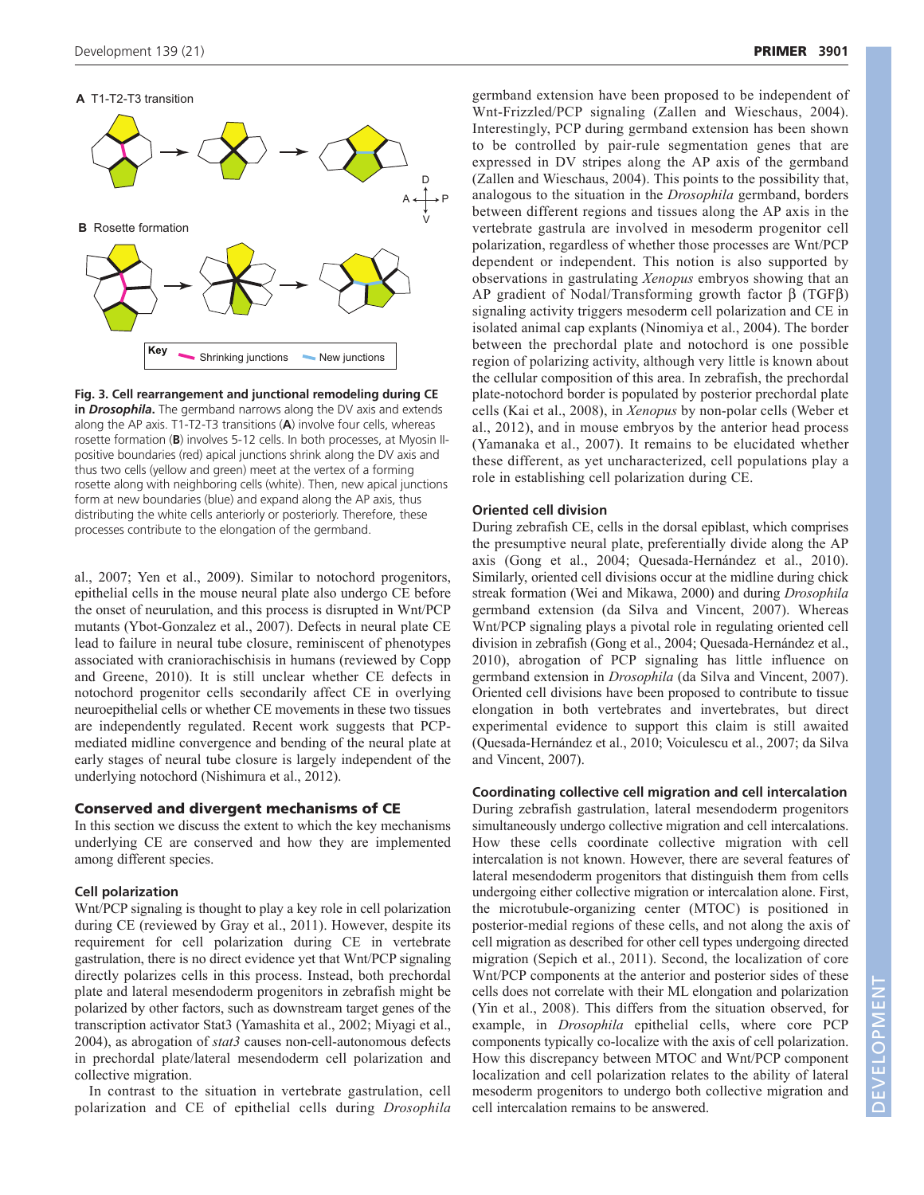**Fig. 3. Cell rearrangement and junctional remodeling during CE in *Drosophila*.** The germband narrows along the DV axis and extends along the AP axis. T1-T2-T3 transitions (**A**) involve four cells, whereas rosette formation (**B**) involves 5-12 cells. In both processes, at Myosin II-positive boundaries (red) apical junctions shrink along the DV axis and thus two cells (yellow and green) meet at the vertex of a forming rosette along with neighboring cells (white). Then, new apical junctions form at new boundaries (blue) and expand along the AP axis, thus distributing the white cells anteriorly or posteriorly. Therefore, these processes contribute to the elongation of the germband.

al., 2007; Yen et al., 2009). Similar to notochord progenitors, epithelial cells in the mouse neural plate also undergo CE before the onset of neurulation, and this process is disrupted in Wnt/PCP mutants (Ybot-Gonzalez et al., 2007). Defects in neural plate CE lead to failure in neural tube closure, reminiscent of phenotypes associated with craniorachischisis in humans (reviewed by Copp and Greene, 2010). It is still unclear whether CE defects in notochord progenitor cells secondarily affect CE in overlying neuroepithelial cells or whether CE movements in these two tissues are independently regulated. Recent work suggests that PCP-mediated midline convergence and bending of the neural plate at early stages of neural tube closure is largely independent of the underlying notochord (Nishimura et al., 2012).

## Conserved and divergent mechanisms of CE

In this section we discuss the extent to which the key mechanisms underlying CE are conserved and how they are implemented among different species.

### Cell polarization

Wnt/PCP signaling is thought to play a key role in cell polarization during CE (reviewed by Gray et al., 2011). However, despite its requirement for cell polarization during CE in vertebrate gastrulation, there is no direct evidence yet that Wnt/PCP signaling directly polarizes cells in this process. Instead, both prechordal plate and lateral mesendoderm progenitors in zebrafish might be polarized by other factors, such as downstream target genes of the transcription activator Stat3 (Yamashita et al., 2002; Miyagi et al., 2004), as abrogation of *stat3* causes non-cell-autonomous defects in prechordal plate/lateral mesendoderm cell polarization and collective migration.

In contrast to the situation in vertebrate gastrulation, cell polarization and CE of epithelial cells during *Drosophila* germband extension have been proposed to be independent of Wnt-Frizzled/PCP signaling (Zallen and Wieschaus, 2004). Interestingly, PCP during germband extension has been shown to be controlled by pair-rule segmentation genes that are expressed in DV stripes along the AP axis of the germband (Zallen and Wieschaus, 2004). This points to the possibility that, analogous to the situation in the *Drosophila* germband, borders between different regions and tissues along the AP axis in the vertebrate gastrula are involved in mesoderm progenitor cell polarization, regardless of whether those processes are Wnt/PCP dependent or independent. This notion is also supported by observations in gastrulating *Xenopus* embryos showing that an AP gradient of Nodal/Transforming growth factor β (TGFβ) signaling activity triggers mesoderm cell polarization and CE in isolated animal cap explants (Ninomiya et al., 2004). The border between the prechordal plate and notochord is one possible region of polarizing activity, although very little is known about the cellular composition of this area. In zebrafish, the prechordal plate-notochord border is populated by posterior prechordal plate cells (Kai et al., 2008), in *Xenopus* by non-polar cells (Weber et al., 2012), and in mouse embryos by the anterior head process (Yamanaka et al., 2007). It remains to be elucidated whether these different, as yet uncharacterized, cell populations play a role in establishing cell polarization during CE.

### Oriented cell division

During zebrafish CE, cells in the dorsal epiblast, which comprises the presumptive neural plate, preferentially divide along the AP axis (Gong et al., 2004; Quesada-Hernández et al., 2010). Similarly, oriented cell divisions occur at the midline during chick streak formation (Wei and Mikawa, 2000) and during *Drosophila* germband extension (da Silva and Vincent, 2007). Whereas Wnt/PCP signaling plays a pivotal role in regulating oriented cell division in zebrafish (Gong et al., 2004; Quesada-Hernández et al., 2010), abrogation of PCP signaling has little influence on germband extension in *Drosophila* (da Silva and Vincent, 2007). Oriented cell divisions have been proposed to contribute to tissue elongation in both vertebrates and invertebrates, but direct experimental evidence to support this claim is still awaited (Quesada-Hernández et al., 2010; Voiculescu et al., 2007; da Silva and Vincent, 2007).

### Coordinating collective cell migration and cell intercalation

During zebrafish gastrulation, lateral mesendoderm progenitors simultaneously undergo collective migration and cell intercalations. How these cells coordinate collective migration with cell intercalation is not known. However, there are several features of lateral mesendoderm progenitors that distinguish them from cells undergoing either collective migration or intercalation alone. First, the microtubule-organizing center (MTOC) is positioned in posterior-medial regions of these cells, and not along the axis of cell migration as described for other cell types undergoing directed migration (Sepich et al., 2011). Second, the localization of core Wnt/PCP components at the anterior and posterior sides of these cells does not correlate with their ML elongation and polarization (Yin et al., 2008). This differs from the situation observed, for example, in *Drosophila* epithelial cells, where core PCP components typically co-localize with the axis of cell polarization. How this discrepancy between MTOC and Wnt/PCP component localization and cell polarization relates to the ability of lateral mesoderm progenitors to undergo both collective migration and cell intercalation remains to be answered.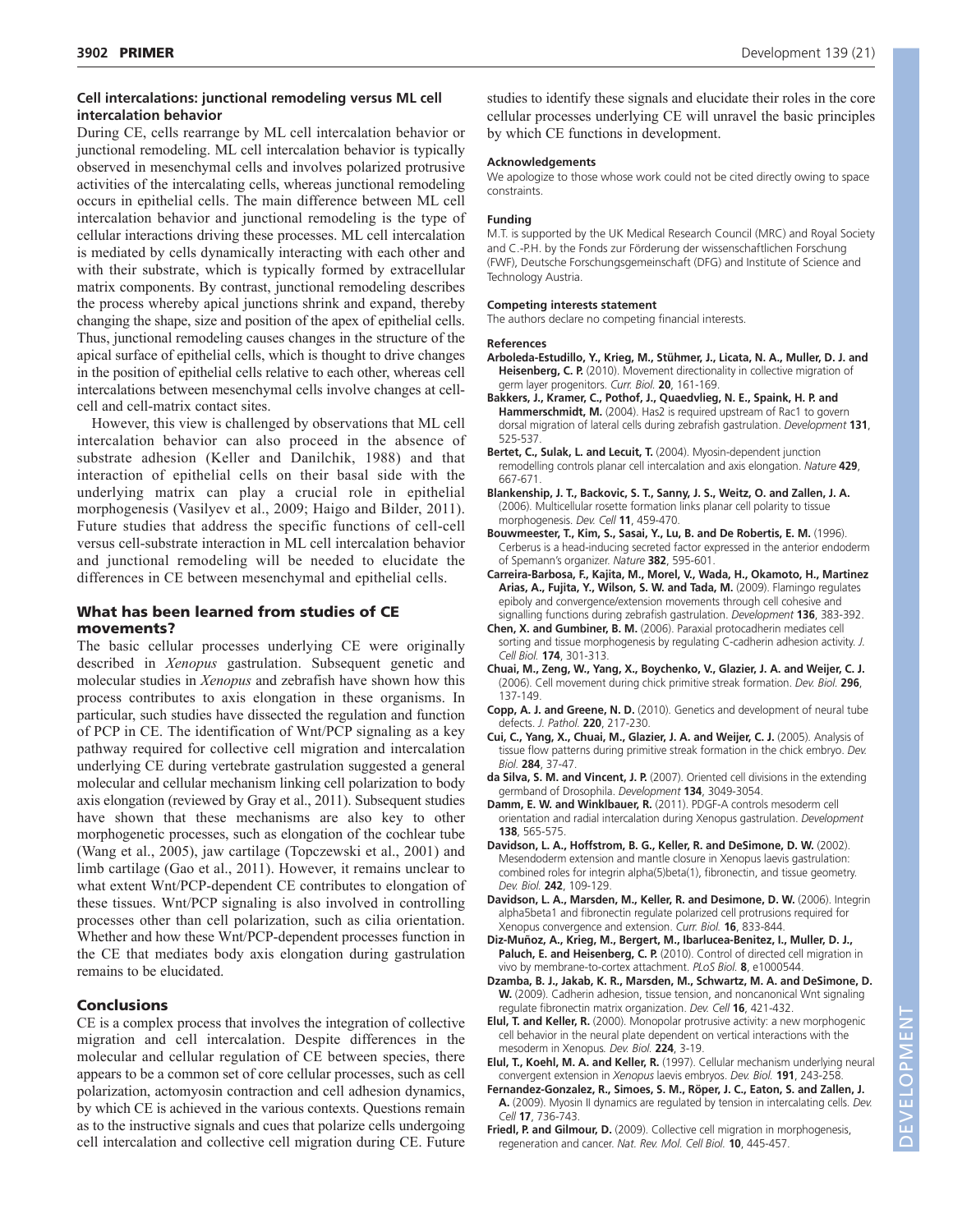### Cell intercalations: junctional remodeling versus ML cell intercalation behavior

During CE, cells rearrange by ML cell intercalation behavior or junctional remodeling. ML cell intercalation behavior is typically observed in mesenchymal cells and involves polarized protrusive activities of the intercalating cells, whereas junctional remodeling occurs in epithelial cells. The main difference between ML cell intercalation behavior and junctional remodeling is the type of cellular interactions driving these processes. ML cell intercalation is mediated by cells dynamically interacting with each other and with their substrate, which is typically formed by extracellular matrix components. By contrast, junctional remodeling describes the process whereby apical junctions shrink and expand, thereby changing the shape, size and position of the apex of epithelial cells. Thus, junctional remodeling causes changes in the structure of the apical surface of epithelial cells, which is thought to drive changes in the position of epithelial cells relative to each other, whereas cell intercalations between mesenchymal cells involve changes at cell-cell and cell-matrix contact sites.

However, this view is challenged by observations that ML cell intercalation behavior can also proceed in the absence of substrate adhesion (Keller and Danilchik, 1988) and that interaction of epithelial cells on their basal side with the underlying matrix can play a crucial role in epithelial morphogenesis (Vasilyev et al., 2009; Haigo and Bilder, 2011). Future studies that address the specific functions of cell-cell versus cell-substrate interaction in ML cell intercalation behavior and junctional remodeling will be needed to elucidate the differences in CE between mesenchymal and epithelial cells.

## What has been learned from studies of CE movements?

The basic cellular processes underlying CE were originally described in *Xenopus* gastrulation. Subsequent genetic and molecular studies in *Xenopus* and zebrafish have shown how this process contributes to axis elongation in these organisms. In particular, such studies have dissected the regulation and function of PCP in CE. The identification of Wnt/PCP signaling as a key pathway required for collective cell migration and intercalation underlying CE during vertebrate gastrulation suggested a general molecular and cellular mechanism linking cell polarization to body axis elongation (reviewed by Gray et al., 2011). Subsequent studies have shown that these mechanisms are also key to other morphogenetic processes, such as elongation of the cochlear tube (Wang et al., 2005), jaw cartilage (Topczewski et al., 2001) and limb cartilage (Gao et al., 2011). However, it remains unclear to what extent Wnt/PCP-dependent CE contributes to elongation of these tissues. Wnt/PCP signaling is also involved in controlling processes other than cell polarization, such as cilia orientation. Whether and how these Wnt/PCP-dependent processes function in the CE that mediates body axis elongation during gastrulation remains to be elucidated.

## Conclusions

CE is a complex process that involves the integration of collective migration and cell intercalation. Despite differences in the molecular and cellular regulation of CE between species, there appears to be a common set of core cellular processes, such as cell polarization, actomyosin contraction and cell adhesion dynamics, by which CE is achieved in the various contexts. Questions remain as to the instructive signals and cues that polarize cells undergoing cell intercalation and collective cell migration during CE. Future studies to identify these signals and elucidate their roles in the core cellular processes underlying CE will unravel the basic principles by which CE functions in development.

#### Acknowledgements

We apologize to those whose work could not be cited directly owing to space constraints.

#### Funding

M.T. is supported by the UK Medical Research Council (MRC) and Royal Society and C.-P.H. by the Fonds zur Förderung der wissenschaftlichen Forschung (FWF), Deutsche Forschungsgemeinschaft (DFG) and Institute of Science and Technology Austria.

#### Competing interests statement

The authors declare no competing financial interests.

#### References

**Arboleda-Estudillo, Y., Krieg, M., Stühmer, J., Licata, N. A., Muller, D. J. and Heisenberg, C. P.** (2010). Movement directionality in collective migration of germ layer progenitors. *Curr. Biol.* **20**, 161-169.

**Bakkers, J., Kramer, C., Pothof, J., Quaedvlieg, N. E., Spaink, H. P. and Hammerschmidt, M.** (2004). Has2 is required upstream of Rac1 to govern dorsal migration of lateral cells during zebrafish gastrulation. *Development* **131**, 525-537.

**Bertet, C., Sulak, L. and Lecuit, T.** (2004). Myosin-dependent junction remodelling controls planar cell intercalation and axis elongation. *Nature* **429**, 667-671.

**Blankenship, J. T., Backovic, S. T., Sanny, J. S., Weitz, O. and Zallen, J. A.** (2006). Multicellular rosette formation links planar cell polarity to tissue morphogenesis. *Dev. Cell* **11**, 459-470.

**Bouwmeester, T., Kim, S., Sasai, Y., Lu, B. and De Robertis, E. M.** (1996). Cerberus is a head-inducing secreted factor expressed in the anterior endoderm of Spemann's organizer. *Nature* **382**, 595-601.

**Carreira-Barbosa, F., Kajita, M., Morel, V., Wada, H., Okamoto, H., Martinez Arias, A., Fujita, Y., Wilson, S. W. and Tada, M.** (2009). Flamingo regulates epiboly and convergence/extension movements through cell cohesive and signalling functions during zebrafish gastrulation. *Development* **136**, 383-392.

**Chen, X. and Gumbiner, B. M.** (2006). Paraxial protocadherin mediates cell sorting and tissue morphogenesis by regulating C-cadherin adhesion activity. *J. Cell Biol.* **174**, 301-313.

**Chuai, M., Zeng, W., Yang, X., Boychenko, V., Glazier, J. A. and Weijer, C. J.** (2006). Cell movement during chick primitive streak formation. *Dev. Biol.* **296**, 137-149.

**Copp, A. J. and Greene, N. D.** (2010). Genetics and development of neural tube defects. *J. Pathol.* **220**, 217-230.

**Cui, C., Yang, X., Chuai, M., Glazier, J. A. and Weijer, C. J.** (2005). Analysis of tissue flow patterns during primitive streak formation in the chick embryo. *Dev. Biol.* **284**, 37-47.

**da Silva, S. M. and Vincent, J. P.** (2007). Oriented cell divisions in the extending germband of Drosophila. *Development* **134**, 3049-3054.

**Damm, E. W. and Winklbauer, R.** (2011). PDGF-A controls mesoderm cell orientation and radial intercalation during Xenopus gastrulation. *Development* **138**, 565-575.

**Davidson, L. A., Hoffstrom, B. G., Keller, R. and DeSimone, D. W.** (2002). Mesendoderm extension and mantle closure in Xenopus laevis gastrulation: combined roles for integrin alpha(5)beta(1), fibronectin, and tissue geometry. *Dev. Biol.* **242**, 109-129.

**Davidson, L. A., Marsden, M., Keller, R. and Desimone, D. W.** (2006). Integrin alpha5beta1 and fibronectin regulate polarized cell protrusions required for Xenopus convergence and extension. *Curr. Biol.* **16**, 833-844.

**Diz-Muñoz, A., Krieg, M., Bergert, M., Ibarlucea-Benitez, I., Muller, D. J., Paluch, E. and Heisenberg, C. P.** (2010). Control of directed cell migration in vivo by membrane-to-cortex attachment. *PLoS Biol.* **8**, e1000544.

**Dzamba, B. J., Jakab, K. R., Marsden, M., Schwartz, M. A. and DeSimone, D. W.** (2009). Cadherin adhesion, tissue tension, and noncanonical Wnt signaling regulate fibronectin matrix organization. *Dev. Cell* **16**, 421-432.

**Elul, T. and Keller, R.** (2000). Monopolar protrusive activity: a new morphogenic cell behavior in the neural plate dependent on vertical interactions with the mesoderm in Xenopus. *Dev. Biol.* **224**, 3-19.

**Elul, T., Koehl, M. A. and Keller, R.** (1997). Cellular mechanism underlying neural convergent extension in *Xenopus* laevis embryos. *Dev. Biol.* **191**, 243-258.

**Fernandez-Gonzalez, R., Simoes, S. M., Röper, J. C., Eaton, S. and Zallen, J. A.** (2009). Myosin II dynamics are regulated by tension in intercalating cells. *Dev. Cell* **17**, 736-743.

**Friedl, P. and Gilmour, D.** (2009). Collective cell migration in morphogenesis, regeneration and cancer. *Nat. Rev. Mol. Cell Biol.* **10**, 445-457.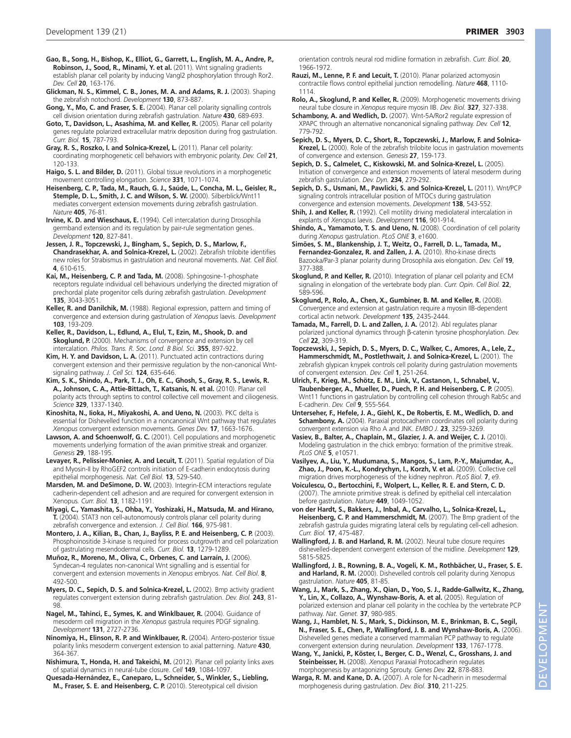**Gao, B., Song, H., Bishop, K., Elliot, G., Garrett, L., English, M. A., Andre, P., Robinson, J., Sood, R., Minami, Y. et al.** (2011). Wnt signaling gradients establish planar cell polarity by inducing Vangl2 phosphorylation through Ror2. *Dev. Cell* **20**, 163-176.

**Glickman, N. S., Kimmel, C. B., Jones, M. A. and Adams, R. J.** (2003). Shaping the zebrafish notochord. *Development* **130**, 873-887.

**Gong, Y., Mo, C. and Fraser, S. E.** (2004). Planar cell polarity signalling controls cell division orientation during zebrafish gastrulation. *Nature* **430**, 689-693.

**Goto, T., Davidson, L., Asashima, M. and Keller, R.** (2005). Planar cell polarity genes regulate polarized extracellular matrix deposition during frog gastrulation. *Curr. Biol.* **15**, 787-793.

**Gray, R. S., Roszko, I. and Solnica-Krezel, L.** (2011). Planar cell polarity: coordinating morphogenetic cell behaviors with embryonic polarity. *Dev. Cell* **21**, 120-133.

**Haigo, S. L. and Bilder, D.** (2011). Global tissue revolutions in a morphogenetic movement controlling elongation. *Science* **331**, 1071-1074.

**Heisenberg, C. P., Tada, M., Rauch, G. J., Saúde, L., Concha, M. L., Geisler, R., Stemple, D. L., Smith, J. C. and Wilson, S. W.** (2000). Silberblick/Wnt11 mediates convergent extension movements during zebrafish gastrulation. *Nature* **405**, 76-81.

**Irvine, K. D. and Wieschaus, E.** (1994). Cell intercalation during Drosophila germband extension and its regulation by pair-rule segmentation genes. *Development* **120**, 827-841.

**Jessen, J. R., Topczewski, J., Bingham, S., Sepich, D. S., Marlow, F., Chandrasekhar, A. and Solnica-Krezel, L.** (2002). Zebrafish trilobite identifies new roles for Strabismus in gastrulation and neuronal movements. *Nat. Cell Biol.* **4**, 610-615.

**Kai, M., Heisenberg, C. P. and Tada, M.** (2008). Sphingosine-1-phosphate receptors regulate individual cell behaviours underlying the directed migration of prechordal plate progenitor cells during zebrafish gastrulation. *Development* **135**, 3043-3051.

**Keller, R. and Danilchik, M.** (1988). Regional expression, pattern and timing of convergence and extension during gastrulation of *Xenopus* laevis. *Development* **103**, 193-209.

**Keller, R., Davidson, L., Edlund, A., Elul, T., Ezin, M., Shook, D. and Skoglund, P.** (2000). Mechanisms of convergence and extension by cell intercalation. *Philos. Trans. R. Soc. Lond. B Biol. Sci.* **355**, 897-922.

**Kim, H. Y. and Davidson, L. A.** (2011). Punctuated actin contractions during convergent extension and their permissive regulation by the non-canonical Wnt-signaling pathway. *J. Cell Sci.* **124**, 635-646.

**Kim, S. K., Shindo, A., Park, T. J., Oh, E. C., Ghosh, S., Gray, R. S., Lewis, R. A., Johnson, C. A., Attie-Bittach, T., Katsanis, N. et al.** (2010). Planar cell polarity acts through septins to control collective cell movement and ciliogenesis. *Science* **329**, 1337-1340.

**Kinoshita, N., Iioka, H., Miyakoshi, A. and Ueno, N.** (2003). PKC delta is essential for Dishevelled function in a noncanonical Wnt pathway that regulates *Xenopus* convergent extension movements. *Genes Dev.* **17**, 1663-1676.

**Lawson, A. and Schoenwolf, G. C.** (2001). Cell populations and morphogenetic movements underlying formation of the avian primitive streak and organizer. *Genesis* **29**, 188-195.

**Levayer, R., Pelissier-Monier, A. and Lecuit, T.** (2011). Spatial regulation of Dia and Myosin-II by RhoGEF2 controls initiation of E-cadherin endocytosis during epithelial morphogenesis. *Nat. Cell Biol.* **13**, 529-540.

**Marsden, M. and DeSimone, D. W.** (2003). Integrin-ECM interactions regulate cadherin-dependent cell adhesion and are required for convergent extension in Xenopus. *Curr. Biol.* **13**, 1182-1191.

**Miyagi, C., Yamashita, S., Ohba, Y., Yoshizaki, H., Matsuda, M. and Hirano, T.** (2004). STAT3 non cell-autonomously controls planar cell polarity during zebrafish convergence and extension. *J. Cell Biol.* **166**, 975-981.

**Montero, J. A., Kilian, B., Chan, J., Bayliss, P. E. and Heisenberg, C. P.** (2003). Phosphoinositide 3-kinase is required for process outgrowth and cell polarization of gastrulating mesendodermal cells. *Curr. Biol.* **13**, 1279-1289.

**Muñoz, R., Moreno, M., Oliva, C., Orbenes, C. and Larraín, J.** (2006). Syndecan-4 regulates non-canonical Wnt signalling and is essential for convergent and extension movements in *Xenopus* embryos. *Nat. Cell Biol.* **8**, 492-500.

**Myers, D. C., Sepich, D. S. and Solnica-Krezel, L.** (2002). Bmp activity gradient regulates convergent extension during zebrafish gastrulation. *Dev. Biol.* **243**, 81-98.

**Nagel, M., Tahinci, E., Symes, K. and Winklbauer, R.** (2004). Guidance of mesoderm cell migration in the *Xenopus* gastrula requires PDGF signaling. *Development* **131**, 2727-2736.

**Ninomiya, H., Elinson, R. P. and Winklbauer, R.** (2004). Antero-posterior tissue polarity links mesoderm convergent extension to axial patterning. *Nature* **430**, 364-367.

**Nishimura, T., Honda, H. and Takeichi, M.** (2012). Planar cell polarity links axes of spatial dynamics in neural-tube closure. *Cell* **149**, 1084-1097.

**Quesada-Hernández, E., Caneparo, L., Schneider, S., Winkler, S., Liebling, M., Fraser, S. E. and Heisenberg, C. P.** (2010). Stereotypical cell division orientation controls neural rod midline formation in zebrafish. *Curr. Biol.* **20**, 1966-1972.

**Rauzi, M., Lenne, P. F. and Lecuit, T.** (2010). Planar polarized actomyosin contractile flows control epithelial junction remodelling. *Nature* **468**, 1110-1114.

**Rolo, A., Skoglund, P. and Keller, R.** (2009). Morphogenetic movements driving neural tube closure in *Xenopus* require myosin IIB. *Dev. Biol.* **327**, 327-338.

**Schambony, A. and Wedlich, D.** (2007). Wnt-5A/Ror2 regulate expression of XPAPC through an alternative noncanonical signaling pathway. *Dev. Cell* **12**, 779-792.

**Sepich, D. S., Myers, D. C., Short, R., Topczewski, J., Marlow, F. and Solnica-Krezel, L.** (2000). Role of the zebrafish trilobite locus in gastrulation movements of convergence and extension. *Genesis* **27**, 159-173.

**Sepich, D. S., Calmelet, C., Kiskowski, M. and Solnica-Krezel, L.** (2005). Initiation of convergence and extension movements of lateral mesoderm during zebrafish gastrulation. *Dev. Dyn.* **234**, 279-292.

**Sepich, D. S., Usmani, M., Pawlicki, S. and Solnica-Krezel, L.** (2011). Wnt/PCP signaling controls intracellular position of MTOCs during gastrulation convergence and extension movements. *Development* **138**, 543-552.

**Shih, J. and Keller, R.** (1992). Cell motility driving mediolateral intercalation in explants of *Xenopus* laevis. *Development* **116**, 901-914.

**Shindo, A., Yamamoto, T. S. and Ueno, N.** (2008). Coordination of cell polarity during *Xenopus* gastrulation. *PLoS ONE* **3**, e1600.

**Simões, S. M., Blankenship, J. T., Weitz, O., Farrell, D. L., Tamada, M., Fernandez-Gonzalez, R. and Zallen, J. A.** (2010). Rho-kinase directs Bazooka/Par-3 planar polarity during Drosophila axis elongation. *Dev. Cell* **19**, 377-388.

**Skoglund, P. and Keller, R.** (2010). Integration of planar cell polarity and ECM signaling in elongation of the vertebrate body plan. *Curr. Opin. Cell Biol.* **22**, 589-596.

**Skoglund, P., Rolo, A., Chen, X., Gumbiner, B. M. and Keller, R.** (2008). Convergence and extension at gastrulation require a myosin IIB-dependent cortical actin network. *Development* **135**, 2435-2444.

**Tamada, M., Farrell, D. L. and Zallen, J. A.** (2012). Abl regulates planar polarized junctional dynamics through β-catenin tyrosine phosphorylation. *Dev. Cell* **22**, 309-319.

**Topczewski, J., Sepich, D. S., Myers, D. C., Walker, C., Amores, A., Lele, Z., Hammerschmidt, M., Postlethwait, J. and Solnica-Krezel, L.** (2001). The zebrafish glypican knypek controls cell polarity during gastrulation movements of convergent extension. *Dev. Cell* **1**, 251-264.

**Ulrich, F., Krieg, M., Schötz, E. M., Link, V., Castanon, I., Schnabel, V., Taubenberger, A., Mueller, D., Puech, P. H. and Heisenberg, C. P.** (2005). Wnt11 functions in gastrulation by controlling cell cohesion through Rab5c and E-cadherin. *Dev. Cell* **9**, 555-564.

**Unterseher, F., Hefele, J. A., Giehl, K., De Robertis, E. M., Wedlich, D. and Schambony, A.** (2004). Paraxial protocadherin coordinates cell polarity during convergent extension via Rho A and JNK. *EMBO J.* **23**, 3259-3269.

**Vasiev, B., Balter, A., Chaplain, M., Glazier, J. A. and Weijer, C. J.** (2010). Modeling gastrulation in the chick embryo: formation of the primitive streak. *PLoS ONE* **5**, e10571.

**Vasilyev, A., Liu, Y., Mudumana, S., Mangos, S., Lam, P.-Y., Majumdar, A., Zhao, J., Poon, K.-L., Kondrychyn, I., Korzh, V. et al.** (2009). Collective cell migration drives morphogenesis of the kidney nephron. *PLoS Biol.* **7**, e9.

**Voiculescu, O., Bertocchini, F., Wolpert, L., Keller, R. E. and Stern, C. D.** (2007). The amniote primitive streak is defined by epithelial cell intercalation before gastrulation. *Nature* **449**, 1049-1052.

**von der Hardt, S., Bakkers, J., Inbal, A., Carvalho, L., Solnica-Krezel, L., Heisenberg, C. P. and Hammerschmidt, M.** (2007). The Bmp gradient of the zebrafish gastrula guides migrating lateral cells by regulating cell-cell adhesion. *Curr. Biol.* **17**, 475-487.

**Wallingford, J. B. and Harland, R. M.** (2002). Neural tube closure requires dishevelled-dependent convergent extension of the midline. *Development* **129**, 5815-5825.

**Wallingford, J. B., Rowning, B. A., Vogeli, K. M., Rothbächer, U., Fraser, S. E. and Harland, R. M.** (2000). Dishevelled controls cell polarity during Xenopus gastrulation. *Nature* **405**, 81-85.

**Wang, J., Mark, S., Zhang, X., Qian, D., Yoo, S. J., Radde-Gallwitz, K., Zhang, Y., Lin, X., Collazo, A., Wynshaw-Boris, A. et al.** (2005). Regulation of polarized extension and planar cell polarity in the cochlea by the vertebrate PCP pathway. *Nat. Genet.* **37**, 980-985.

**Wang, J., Hamblet, N. S., Mark, S., Dickinson, M. E., Brinkman, B. C., Segil, N., Fraser, S. E., Chen, P., Wallingford, J. B. and Wynshaw-Boris, A.** (2006). Dishevelled genes mediate a conserved mammalian PCP pathway to regulate convergent extension during neurulation. *Development* **133**, 1767-1778.

**Wang, Y., Janicki, P., Köster, I., Berger, C. D., Wenzl, C., Grosshans, J. and Steinbeisser, H.** (2008). *Xenopus* Paraxial Protocadherin regulates morphogenesis by antagonizing Sprouty. *Genes Dev.* **22**, 878-883.

**Warga, R. M. and Kane, D. A.** (2007). A role for N-cadherin in mesodermal morphogenesis during gastrulation. *Dev. Biol.* **310**, 211-225.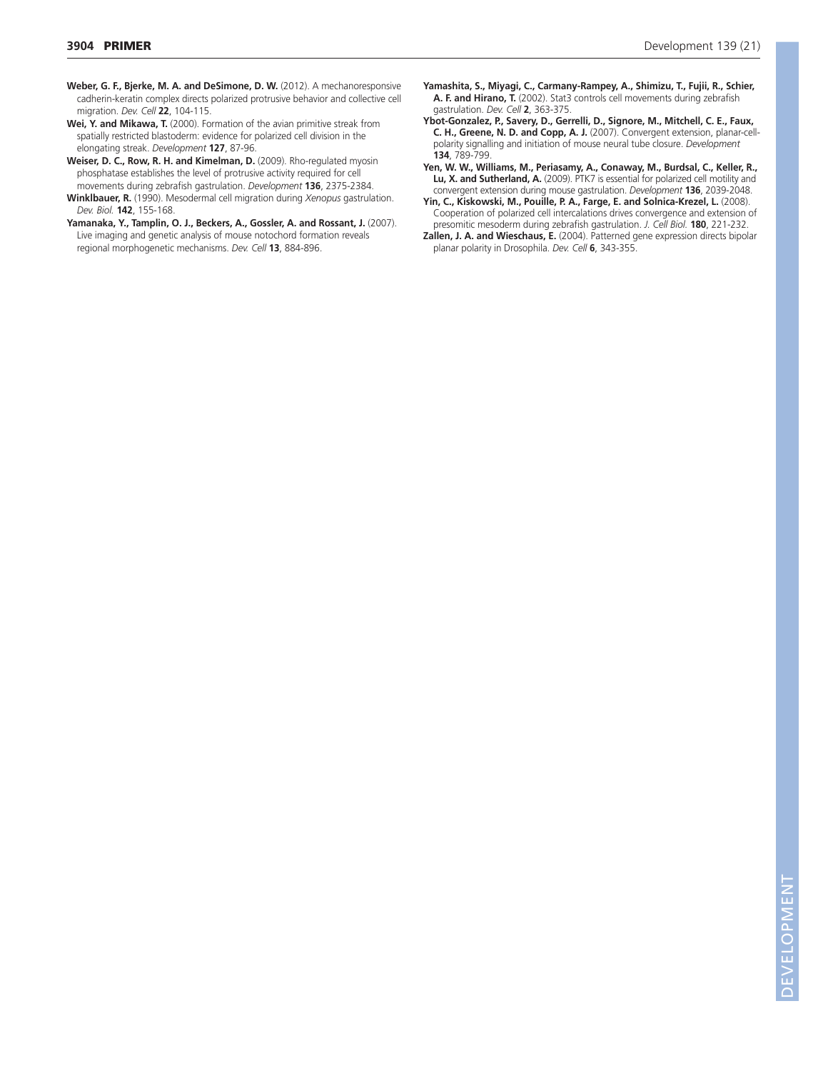**Weber, G. F., Bjerke, M. A. and DeSimone, D. W.** (2012). A mechanoresponsive cadherin-keratin complex directs polarized protrusive behavior and collective cell migration. *Dev. Cell* **22**, 104-115.

**Wei, Y. and Mikawa, T.** (2000). Formation of the avian primitive streak from spatially restricted blastoderm: evidence for polarized cell division in the elongating streak. *Development* **127**, 87-96.

**Weiser, D. C., Row, R. H. and Kimelman, D.** (2009). Rho-regulated myosin phosphatase establishes the level of protrusive activity required for cell movements during zebrafish gastrulation. *Development* **136**, 2375-2384.

**Winklbauer, R.** (1990). Mesodermal cell migration during *Xenopus* gastrulation. *Dev. Biol.* **142**, 155-168.

**Yamanaka, Y., Tamplin, O. J., Beckers, A., Gossler, A. and Rossant, J.** (2007). Live imaging and genetic analysis of mouse notochord formation reveals regional morphogenetic mechanisms. *Dev. Cell* **13**, 884-896.

**Yamashita, S., Miyagi, C., Carmany-Rampey, A., Shimizu, T., Fujii, R., Schier, A. F. and Hirano, T.** (2002). Stat3 controls cell movements during zebrafish gastrulation. *Dev. Cell* **2**, 363-375.

**Ybot-Gonzalez, P., Savery, D., Gerrelli, D., Signore, M., Mitchell, C. E., Faux, C. H., Greene, N. D. and Copp, A. J.** (2007). Convergent extension, planar-cell-polarity signalling and initiation of mouse neural tube closure. *Development* **134**, 789-799.

**Yen, W. W., Williams, M., Periasamy, A., Conaway, M., Burdsal, C., Keller, R., Lu, X. and Sutherland, A.** (2009). PTK7 is essential for polarized cell motility and convergent extension during mouse gastrulation. *Development* **136**, 2039-2048.

**Yin, C., Kiskowski, M., Pouille, P. A., Farge, E. and Solnica-Krezel, L.** (2008). Cooperation of polarized cell intercalations drives convergence and extension of presomitic mesoderm during zebrafish gastrulation. *J. Cell Biol.* **180**, 221-232.

**Zallen, J. A. and Wieschaus, E.** (2004). Patterned gene expression directs bipolar planar polarity in Drosophila. *Dev. Cell* **6**, 343-355.